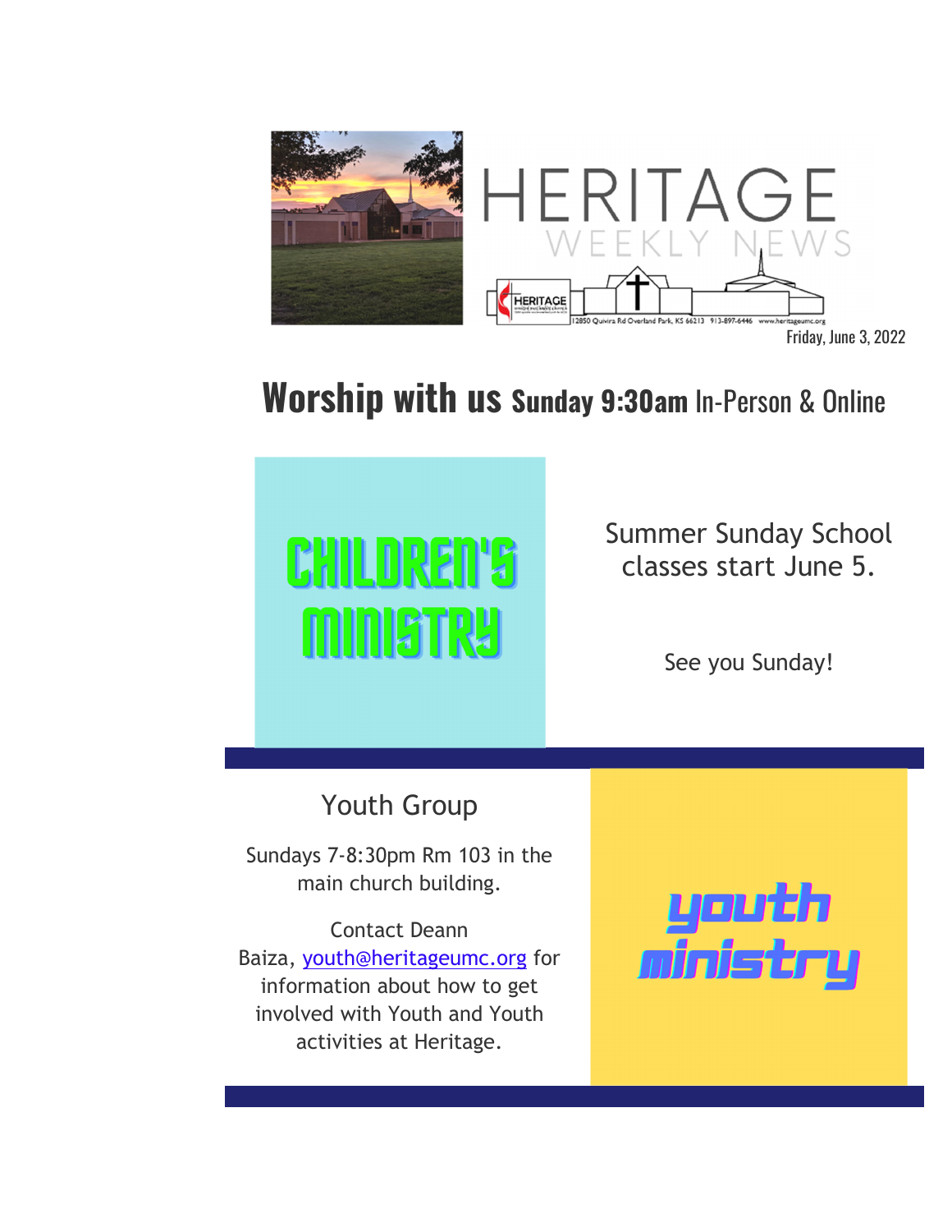# HERITAGE WEEKLY NEWS

HERITAGE

12850 Quivira Rd Overland Park, KS 66213 913-897-6446 www.heritageumc.org

Friday, June 3, 2022

## Worship with us **Sunday 9:30am** In-Person & Online

## CHILDREN'S MINISTRY

Summer Sunday School classes start June 5.

See you Sunday!

## Youth Group

Sundays 7-8:30pm Rm 103 in the main church building.

Contact Deann Baiza, youth@heritageumc.org for information about how to get involved with Youth and Youth activities at Heritage.

## youth ministry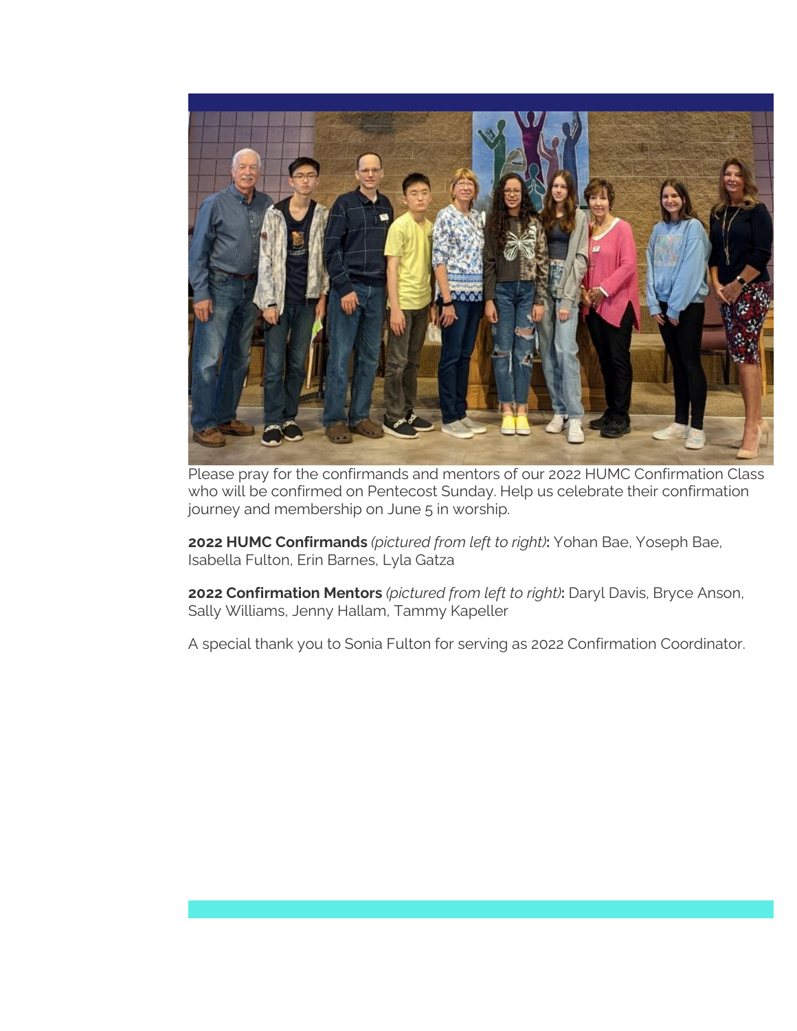Please pray for the confirmands and mentors of our 2022 HUMC Confirmation Class who will be confirmed on Pentecost Sunday. Help us celebrate their confirmation journey and membership on June 5 in worship.

**2022 HUMC Confirmands** *(pictured from left to right)***:** Yohan Bae, Yoseph Bae, Isabella Fulton, Erin Barnes, Lyla Gatza

**2022 Confirmation Mentors** *(pictured from left to right)***:** Daryl Davis, Bryce Anson, Sally Williams, Jenny Hallam, Tammy Kapeller

A special thank you to Sonia Fulton for serving as 2022 Confirmation Coordinator.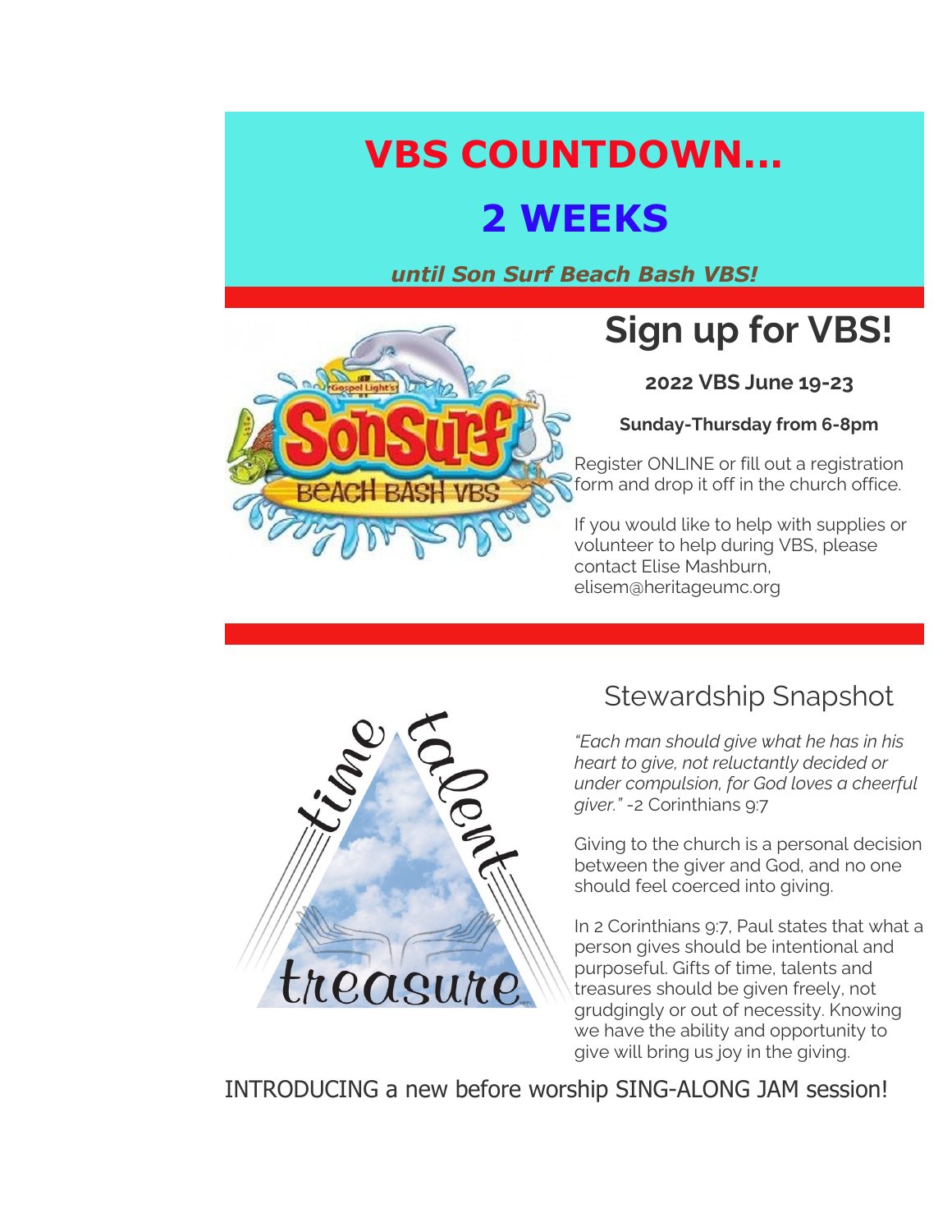# VBS COUNTDOWN...

# 2 WEEKS

***until Son Surf Beach Bash VBS!***

## Sign up for VBS!

**2022 VBS June 19-23**

**Sunday-Thursday from 6-8pm**

Register ONLINE or fill out a registration form and drop it off in the church office.

If you would like to help with supplies or volunteer to help during VBS, please contact Elise Mashburn, elisem@heritageumc.org

## Stewardship Snapshot

*"Each man should give what he has in his heart to give, not reluctantly decided or under compulsion, for God loves a cheerful giver."* -2 Corinthians 9:7

Giving to the church is a personal decision between the giver and God, and no one should feel coerced into giving.

In 2 Corinthians 9:7, Paul states that what a person gives should be intentional and purposeful. Gifts of time, talents and treasures should be given freely, not grudgingly or out of necessity. Knowing we have the ability and opportunity to give will bring us joy in the giving.

INTRODUCING a new before worship SING-ALONG JAM session!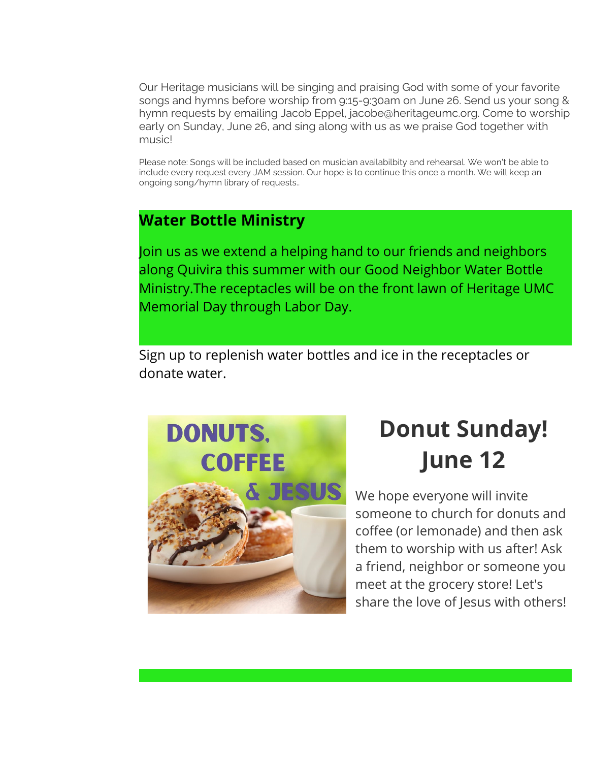Our Heritage musicians will be singing and praising God with some of your favorite songs and hymns before worship from 9:15-9:30am on June 26. Send us your song & hymn requests by emailing Jacob Eppel, jacobe@heritageumc.org. Come to worship early on Sunday, June 26, and sing along with us as we praise God together with music!

Please note: Songs will be included based on musician availabilbity and rehearsal. We won't be able to include every request every JAM session. Our hope is to continue this once a month. We will keep an ongoing song/hymn library of requests..

## Water Bottle Ministry

Join us as we extend a helping hand to our friends and neighbors along Quivira this summer with our Good Neighbor Water Bottle Ministry.The receptacles will be on the front lawn of Heritage UMC Memorial Day through Labor Day.

Sign up to replenish water bottles and ice in the receptacles or donate water.

DONUTS, COFFEE & JESUS

# Donut Sunday! June 12

We hope everyone will invite someone to church for donuts and coffee (or lemonade) and then ask them to worship with us after! Ask a friend, neighbor or someone you meet at the grocery store! Let's share the love of Jesus with others!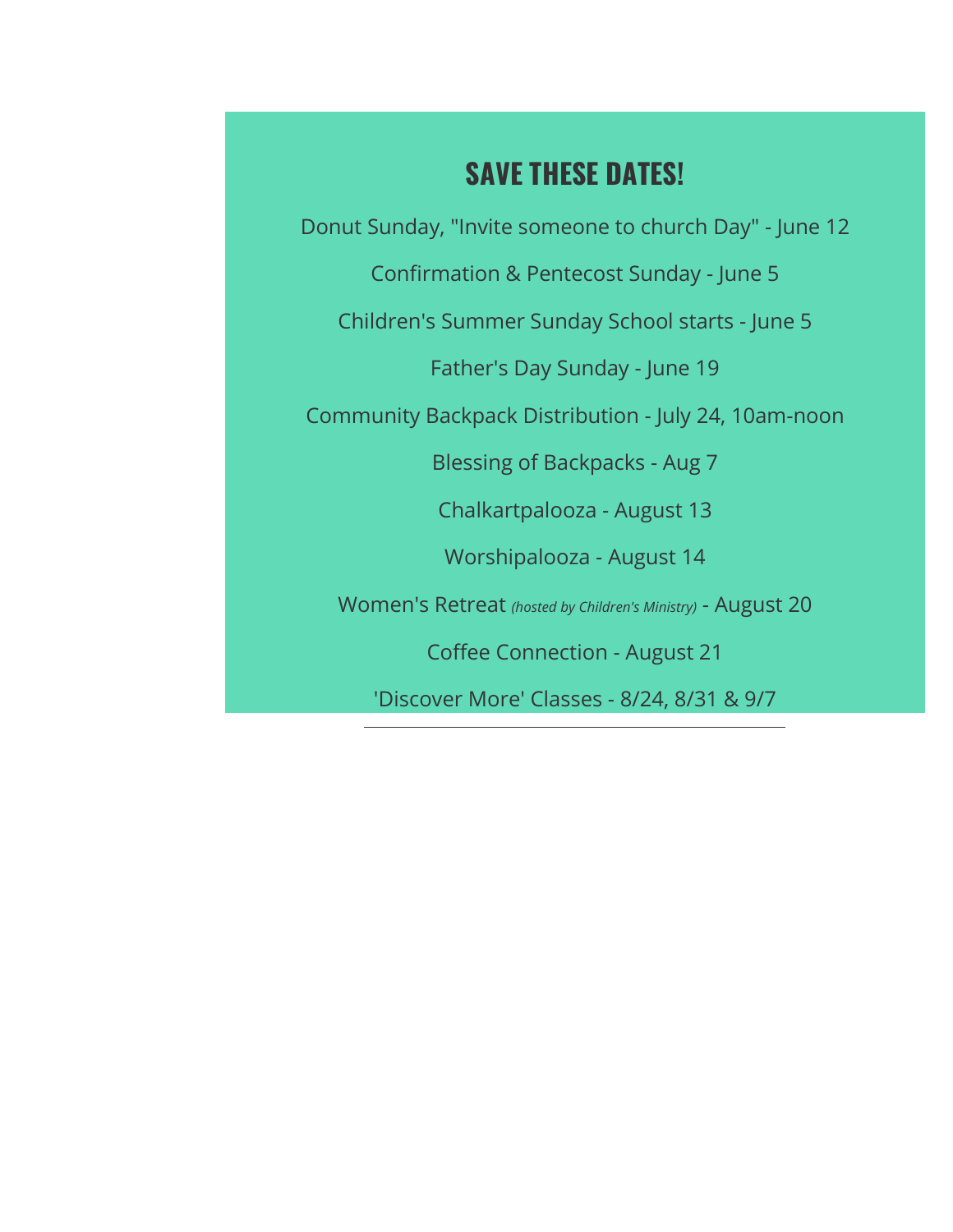## SAVE THESE DATES!

Donut Sunday, "Invite someone to church Day" - June 12

Confirmation & Pentecost Sunday - June 5

Children's Summer Sunday School starts - June 5

Father's Day Sunday - June 19

Community Backpack Distribution - July 24, 10am-noon

Blessing of Backpacks - Aug 7

Chalkartpalooza - August 13

Worshipalooza - August 14

Women's Retreat *(hosted by Children's Ministry)* - August 20

Coffee Connection - August 21

'Discover More' Classes - 8/24, 8/31 & 9/7

---